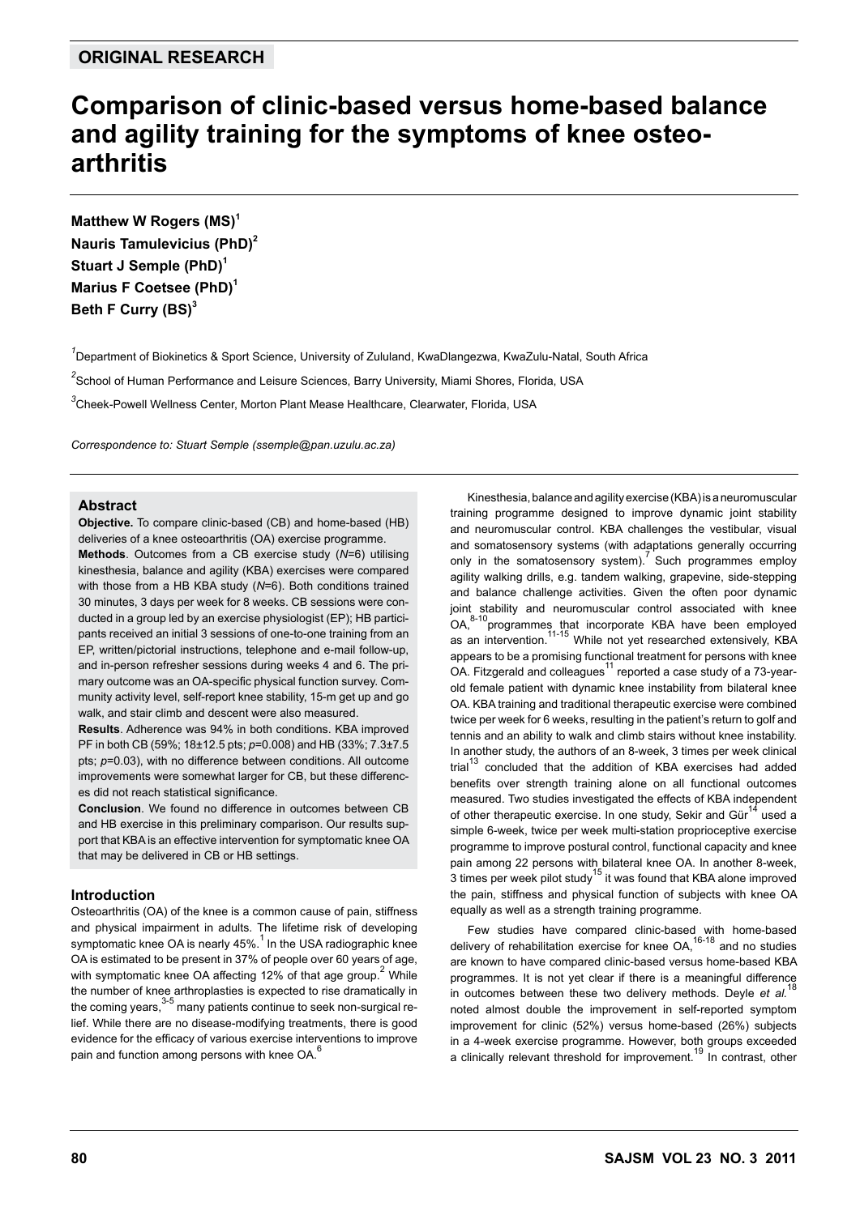**ORIGINAL RESEARCH**

# Comparison of clinic-based versus home-based balance and agility training for the symptoms of knee osteoarthritis

**Matthew W Rogers (MS)**[1]
**Nauris Tamulevicius (PhD)**[2]
**Stuart J Semple (PhD)**[1]
**Marius F Coetsee (PhD)**[1]
**Beth F Curry (BS)**[3]

[1]Department of Biokinetics & Sport Science, University of Zululand, KwaDlangezwa, KwaZulu-Natal, South Africa

[2]School of Human Performance and Leisure Sciences, Barry University, Miami Shores, Florida, USA

[3]Cheek-Powell Wellness Center, Morton Plant Mease Healthcare, Clearwater, Florida, USA

*Correspondence to: Stuart Semple (ssemple@pan.uzulu.ac.za)*

## Abstract

**Objective.** To compare clinic-based (CB) and home-based (HB) deliveries of a knee osteoarthritis (OA) exercise programme.

**Methods**. Outcomes from a CB exercise study (*N*=6) utilising kinesthesia, balance and agility (KBA) exercises were compared with those from a HB KBA study (*N*=6). Both conditions trained 30 minutes, 3 days per week for 8 weeks. CB sessions were conducted in a group led by an exercise physiologist (EP); HB participants received an initial 3 sessions of one-to-one training from an EP, written/pictorial instructions, telephone and e-mail follow-up, and in-person refresher sessions during weeks 4 and 6. The primary outcome was an OA-specific physical function survey. Community activity level, self-report knee stability, 15-m get up and go walk, and stair climb and descent were also measured.

**Results**. Adherence was 94% in both conditions. KBA improved PF in both CB (59%; 18±12.5 pts; *p*=0.008) and HB (33%; 7.3±7.5 pts; *p*=0.03), with no difference between conditions. All outcome improvements were somewhat larger for CB, but these differences did not reach statistical significance.

**Conclusion**. We found no difference in outcomes between CB and HB exercise in this preliminary comparison. Our results support that KBA is an effective intervention for symptomatic knee OA that may be delivered in CB or HB settings.

## Introduction

Osteoarthritis (OA) of the knee is a common cause of pain, stiffness and physical impairment in adults. The lifetime risk of developing symptomatic knee OA is nearly 45%.[1] In the USA radiographic knee OA is estimated to be present in 37% of people over 60 years of age, with symptomatic knee OA affecting 12% of that age group.[2] While the number of knee arthroplasties is expected to rise dramatically in the coming years,[3-5] many patients continue to seek non-surgical relief. While there are no disease-modifying treatments, there is good evidence for the efficacy of various exercise interventions to improve pain and function among persons with knee OA.[6]

Kinesthesia, balance and agility exercise (KBA) is a neuromuscular training programme designed to improve dynamic joint stability and neuromuscular control. KBA challenges the vestibular, visual and somatosensory systems (with adaptations generally occurring only in the somatosensory system).[7] Such programmes employ agility walking drills, e.g. tandem walking, grapevine, side-stepping and balance challenge activities. Given the often poor dynamic joint stability and neuromuscular control associated with knee OA,[8-10] programmes that incorporate KBA have been employed as an intervention.[11-15] While not yet researched extensively, KBA appears to be a promising functional treatment for persons with knee OA. Fitzgerald and colleagues[11] reported a case study of a 73-year-old female patient with dynamic knee instability from bilateral knee OA. KBA training and traditional therapeutic exercise were combined twice per week for 6 weeks, resulting in the patient's return to golf and tennis and an ability to walk and climb stairs without knee instability. In another study, the authors of an 8-week, 3 times per week clinical trial[13] concluded that the addition of KBA exercises had added benefits over strength training alone on all functional outcomes measured. Two studies investigated the effects of KBA independent of other therapeutic exercise. In one study, Sekir and Gür[14] used a simple 6-week, twice per week multi-station proprioceptive exercise programme to improve postural control, functional capacity and knee pain among 22 persons with bilateral knee OA. In another 8-week, 3 times per week pilot study[15] it was found that KBA alone improved the pain, stiffness and physical function of subjects with knee OA equally as well as a strength training programme.

Few studies have compared clinic-based with home-based delivery of rehabilitation exercise for knee OA,[16-18] and no studies are known to have compared clinic-based versus home-based KBA programmes. It is not yet clear if there is a meaningful difference in outcomes between these two delivery methods. Deyle *et al.*[18] noted almost double the improvement in self-reported symptom improvement for clinic (52%) versus home-based (26%) subjects in a 4-week exercise programme. However, both groups exceeded a clinically relevant threshold for improvement.[19] In contrast, other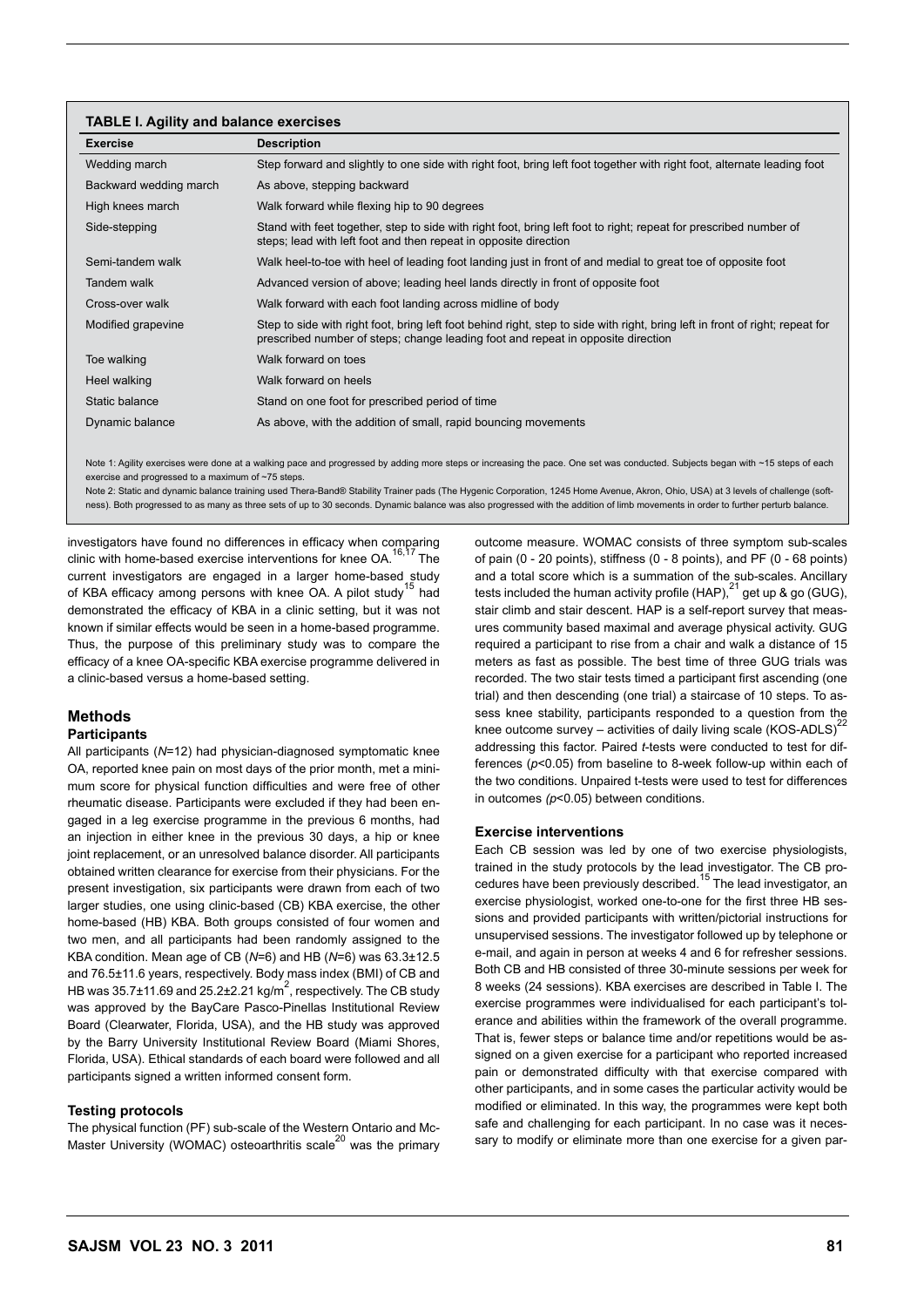**TABLE I. Agility and balance exercises**

| Exercise | Description |
|---|---|
| Wedding march | Step forward and slightly to one side with right foot, bring left foot together with right foot, alternate leading foot |
| Backward wedding march | As above, stepping backward |
| High knees march | Walk forward while flexing hip to 90 degrees |
| Side-stepping | Stand with feet together, step to side with right foot, bring left foot to right; repeat for prescribed number of steps; lead with left foot and then repeat in opposite direction |
| Semi-tandem walk | Walk heel-to-toe with heel of leading foot landing just in front of and medial to great toe of opposite foot |
| Tandem walk | Advanced version of above; leading heel lands directly in front of opposite foot |
| Cross-over walk | Walk forward with each foot landing across midline of body |
| Modified grapevine | Step to side with right foot, bring left foot behind right, step to side with right, bring left in front of right; repeat for prescribed number of steps; change leading foot and repeat in opposite direction |
| Toe walking | Walk forward on toes |
| Heel walking | Walk forward on heels |
| Static balance | Stand on one foot for prescribed period of time |
| Dynamic balance | As above, with the addition of small, rapid bouncing movements |

Note 1: Agility exercises were done at a walking pace and progressed by adding more steps or increasing the pace. One set was conducted. Subjects began with ~15 steps of each exercise and progressed to a maximum of ~75 steps.

Note 2: Static and dynamic balance training used Thera-Band® Stability Trainer pads (The Hygenic Corporation, 1245 Home Avenue, Akron, Ohio, USA) at 3 levels of challenge (softness). Both progressed to as many as three sets of up to 30 seconds. Dynamic balance was also progressed with the addition of limb movements in order to further perturb balance.

investigators have found no differences in efficacy when comparing clinic with home-based exercise interventions for knee OA.[16,17] The current investigators are engaged in a larger home-based study of KBA efficacy among persons with knee OA. A pilot study[15] had demonstrated the efficacy of KBA in a clinic setting, but it was not known if similar effects would be seen in a home-based programme. Thus, the purpose of this preliminary study was to compare the efficacy of a knee OA-specific KBA exercise programme delivered in a clinic-based versus a home-based setting.

## Methods

### Participants

All participants (*N*=12) had physician-diagnosed symptomatic knee OA, reported knee pain on most days of the prior month, met a minimum score for physical function difficulties and were free of other rheumatic disease. Participants were excluded if they had been engaged in a leg exercise programme in the previous 6 months, had an injection in either knee in the previous 30 days, a hip or knee joint replacement, or an unresolved balance disorder. All participants obtained written clearance for exercise from their physicians. For the present investigation, six participants were drawn from each of two larger studies, one using clinic-based (CB) KBA exercise, the other home-based (HB) KBA. Both groups consisted of four women and two men, and all participants had been randomly assigned to the KBA condition. Mean age of CB (*N*=6) and HB (*N*=6) was 63.3±12.5 and 76.5±11.6 years, respectively. Body mass index (BMI) of CB and HB was 35.7±11.69 and 25.2±2.21 kg/m$^2$, respectively. The CB study was approved by the BayCare Pasco-Pinellas Institutional Review Board (Clearwater, Florida, USA), and the HB study was approved by the Barry University Institutional Review Board (Miami Shores, Florida, USA). Ethical standards of each board were followed and all participants signed a written informed consent form.

### Testing protocols

The physical function (PF) sub-scale of the Western Ontario and McMaster University (WOMAC) osteoarthritis scale[20] was the primary outcome measure. WOMAC consists of three symptom sub-scales of pain (0 - 20 points), stiffness (0 - 8 points), and PF (0 - 68 points) and a total score which is a summation of the sub-scales. Ancillary tests included the human activity profile (HAP),[21] get up & go (GUG), stair climb and stair descent. HAP is a self-report survey that measures community based maximal and average physical activity. GUG required a participant to rise from a chair and walk a distance of 15 meters as fast as possible. The best time of three GUG trials was recorded. The two stair tests timed a participant first ascending (one trial) and then descending (one trial) a staircase of 10 steps. To assess knee stability, participants responded to a question from the knee outcome survey – activities of daily living scale (KOS-ADLS)[22] addressing this factor. Paired *t*-tests were conducted to test for differences ($p<0.05$) from baseline to 8-week follow-up within each of the two conditions. Unpaired t-tests were used to test for differences in outcomes ($p<0.05$) between conditions.

### Exercise interventions

Each CB session was led by one of two exercise physiologists, trained in the study protocols by the lead investigator. The CB procedures have been previously described.[15] The lead investigator, an exercise physiologist, worked one-to-one for the first three HB sessions and provided participants with written/pictorial instructions for unsupervised sessions. The investigator followed up by telephone or e-mail, and again in person at weeks 4 and 6 for refresher sessions. Both CB and HB consisted of three 30-minute sessions per week for 8 weeks (24 sessions). KBA exercises are described in Table I. The exercise programmes were individualised for each participant's tolerance and abilities within the framework of the overall programme. That is, fewer steps or balance time and/or repetitions would be assigned on a given exercise for a participant who reported increased pain or demonstrated difficulty with that exercise compared with other participants, and in some cases the particular activity would be modified or eliminated. In this way, the programmes were kept both safe and challenging for each participant. In no case was it necessary to modify or eliminate more than one exercise for a given par-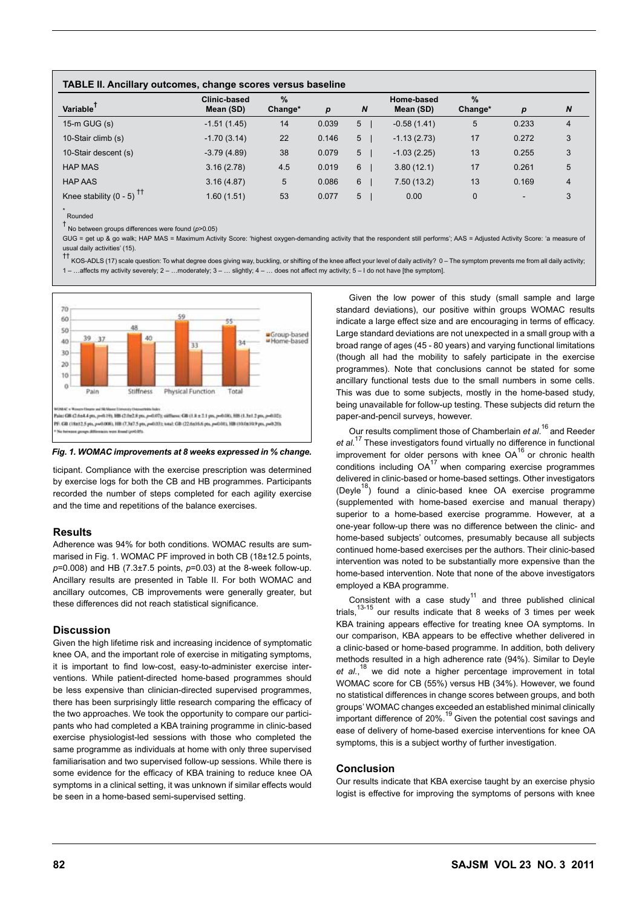**TABLE II. Ancillary outcomes, change scores versus baseline**

| Variable[†] | Clinic-based Mean (SD) | % Change* | *p* | *N* | Home-based Mean (SD) | % Change* | *p* | *N* |
|---|---|---|---|---|---|---|---|---|
| 15-m GUG (s) | -1.51 (1.45) | 14 | 0.039 | 5 | -0.58 (1.41) | 5 | 0.233 | 4 |
| 10-Stair climb (s) | -1.70 (3.14) | 22 | 0.146 | 5 | -1.13 (2.73) | 17 | 0.272 | 3 |
| 10-Stair descent (s) | -3.79 (4.89) | 38 | 0.079 | 5 | -1.03 (2.25) | 13 | 0.255 | 3 |
| HAP MAS | 3.16 (2.78) | 4.5 | 0.019 | 6 | 3.80 (12.1) | 17 | 0.261 | 5 |
| HAP AAS | 3.16 (4.87) | 5 | 0.086 | 6 | 7.50 (13.2) | 13 | 0.169 | 4 |
| Knee stability (0 - 5) [††] | 1.60 (1.51) | 53 | 0.077 | 5 | 0.00 | 0 | - | 3 |

[*] Rounded

[†] No between groups differences were found ($p$>0.05)

GUG = get up & go walk; HAP MAS = Maximum Activity Score: 'highest oxygen-demanding activity that the respondent still performs'; AAS = Adjusted Activity Score: 'a measure of usual daily activities' (15).

[††] KOS-ADLS (17) scale question: To what degree does giving way, buckling, or shifting of the knee affect your level of daily activity? 0 – The symptom prevents me from all daily activity; 1 – …affects my activity severely; 2 – …moderately; 3 – … slightly; 4 – … does not affect my activity; 5 – I do not have [the symptom].

*Fig. 1. WOMAC improvements at 8 weeks expressed in % change.*

ticipant. Compliance with the exercise prescription was determined by exercise logs for both the CB and HB programmes. Participants recorded the number of steps completed for each agility exercise and the time and repetitions of the balance exercises.

## Results

Adherence was 94% for both conditions. WOMAC results are summarised in Fig. 1. WOMAC PF improved in both CB (18±12.5 points, $p$=0.008) and HB (7.3±7.5 points, $p$=0.03) at the 8-week follow-up. Ancillary results are presented in Table II. For both WOMAC and ancillary outcomes, CB improvements were generally greater, but these differences did not reach statistical significance.

## Discussion

Given the high lifetime risk and increasing incidence of symptomatic knee OA, and the important role of exercise in mitigating symptoms, it is important to find low-cost, easy-to-administer exercise interventions. While patient-directed home-based programmes should be less expensive than clinician-directed supervised programmes, there has been surprisingly little research comparing the efficacy of the two approaches. We took the opportunity to compare our participants who had completed a KBA training programme in clinic-based exercise physiologist-led sessions with those who completed the same programme as individuals at home with only three supervised familiarisation and two supervised follow-up sessions. While there is some evidence for the efficacy of KBA training to reduce knee OA symptoms in a clinical setting, it was unknown if similar effects would be seen in a home-based semi-supervised setting.

Given the low power of this study (small sample and large standard deviations), our positive within groups WOMAC results indicate a large effect size and are encouraging in terms of efficacy. Large standard deviations are not unexpected in a small group with a broad range of ages (45 - 80 years) and varying functional limitations (though all had the mobility to safely participate in the exercise programmes). Note that conclusions cannot be stated for some ancillary functional tests due to the small numbers in some cells. This was due to some subjects, mostly in the home-based study, being unavailable for follow-up testing. These subjects did return the paper-and-pencil surveys, however.

Our results compliment those of Chamberlain *et al.*[16] and Reeder *et al.*[17] These investigators found virtually no difference in functional improvement for older persons with knee OA[16] or chronic health conditions including OA[17] when comparing exercise programmes delivered in clinic-based or home-based settings. Other investigators (Deyle[18]) found a clinic-based knee OA exercise programme (supplemented with home-based exercise and manual therapy) superior to a home-based exercise programme. However, at a one-year follow-up there was no difference between the clinic- and home-based subjects' outcomes, presumably because all subjects continued home-based exercises per the authors. Their clinic-based intervention was noted to be substantially more expensive than the home-based intervention. Note that none of the above investigators employed a KBA programme.

Consistent with a case study[11] and three published clinical trials,[13-15] our results indicate that 8 weeks of 3 times per week KBA training appears effective for treating knee OA symptoms. In our comparison, KBA appears to be effective whether delivered in a clinic-based or home-based programme. In addition, both delivery methods resulted in a high adherence rate (94%). Similar to Deyle *et al.*,[18] we did note a higher percentage improvement in total WOMAC score for CB (55%) versus HB (34%). However, we found no statistical differences in change scores between groups, and both groups' WOMAC changes exceeded an established minimal clinically important difference of 20%.[19] Given the potential cost savings and ease of delivery of home-based exercise interventions for knee OA symptoms, this is a subject worthy of further investigation.

## Conclusion

Our results indicate that KBA exercise taught by an exercise physiologist is effective for improving the symptoms of persons with knee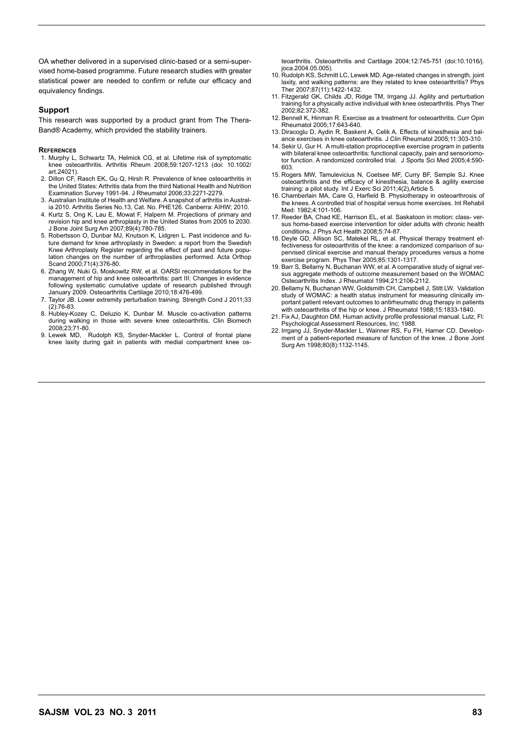OA whether delivered in a supervised clinic-based or a semi-supervised home-based programme. Future research studies with greater statistical power are needed to confirm or refute our efficacy and equivalency findings.

### Support

This research was supported by a product grant from The Thera-Band® Academy, which provided the stability trainers.

### References

1. Murphy L, Schwartz TA, Helmick CG, et al. Lifetime risk of symptomatic knee osteoarthritis. Arthritis Rheum 2008;59:1207-1213 (doi: 10.1002/art.24021).
2. Dillon CF, Rasch EK, Gu Q, Hirsh R. Prevalence of knee osteoarthritis in the United States: Arthritis data from the third National Health and Nutrition Examination Survey 1991-94. J Rheumatol 2006;33:2271-2279.
3. Australian Institute of Health and Welfare. A snapshot of arthritis in Australia 2010. Arthritis Series No.13, Cat. No. PHE126. Canberra: AIHW; 2010.
4. Kurtz S, Ong K, Lau E, Mowat F, Halpern M. Projections of primary and revision hip and knee arthroplasty in the United States from 2005 to 2030. J Bone Joint Surg Am 2007;89(4):780-785.
5. Robertsson O, Dunbar MJ, Knutson K, Lidgren L. Past incidence and future demand for knee arthroplasty in Sweden: a report from the Swedish Knee Arthroplasty Register regarding the effect of past and future population changes on the number of arthroplasties performed. Acta Orthop Scand 2000;71(4):376-80.
6. Zhang W, Nuki G, Moskowitz RW, et al. OARSI recommendations for the management of hip and knee osteoarthritis: part III: Changes in evidence following systematic cumulative update of research published through January 2009. Osteoarthritis Cartilage 2010;18:476-499.
7. Taylor JB. Lower extremity perturbation training. Strength Cond J 2011;33 (2):76-83.
8. Hubley-Kozey C, Deluzio K, Dunbar M. Muscle co-activation patterns during walking in those with severe knee osteoarthritis. Clin Biomech 2008;23;71-80.
9. Lewek MD, Rudolph KS, Snyder-Mackler L. Control of frontal plane knee laxity during gait in patients with medial compartment knee osteoarthritis. Osteoarthritis and Cartilage 2004;12:745-751 (doi:10.1016/j.joca.2004.05.005).
10. Rudolph KS, Schmitt LC, Lewek MD. Age-related changes in strength, joint laxity, and walking patterns: are they related to knee osteoarthritis? Phys Ther 2007;87(11):1422-1432.
11. Fitzgerald GK, Childs JD, Ridge TM, Irrgang JJ. Agility and perturbation training for a physically active individual with knee osteoarthritis. Phys Ther 2002;82:372-382.
12. Bennell K, Hinman R. Exercise as a treatment for osteoarthritis. Curr Opin Rheumatol 2005;17:643-640.
13. Diracoglu D, Aydin R, Baskent A, Celik A. Effects of kinesthesia and balance exercises in knee osteoarthritis. J Clin Rheumatol 2005;11:303-310.
14. Sekir U, Gur H. A multi-station proprioceptive exercise program in patients with bilateral knee osteoarthritis: functional capacity, pain and sensoriomotor function. A randomized controlled trial. J Sports Sci Med 2005;4:590-603.
15. Rogers MW, Tamulevicius N, Coetsee MF, Curry BF, Semple SJ. Knee osteoarthritis and the efficacy of kinesthesia, balance & agility exercise training: a pilot study. Int J Exerc Sci 2011;4(2),Article 5.
16. Chamberlain MA, Care G, Harfield B. Physiotherapy in osteoarthrosis of the knees. A controlled trial of hospital versus home exercises. Int Rehabil Med: 1982;4:101-106.
17. Reeder BA, Chad KE, Harrison EL, et al. Saskatoon in motion: class- versus home-based exercise intervention for older adults with chronic health conditions. J Phys Act Health 2008;5:74-87.
18. Deyle GD, Allison SC, Matekel RL, et al. Physical therapy treatment effectiveness for osteoarthritis of the knee: a randomized comparison of supervised clinical exercise and manual therapy procedures versus a home exercise program. Phys Ther 2005;85:1301-1317.
19. Barr S, Bellamy N, Buchanan WW, et al. A comparative study of signal versus aggregate methods of outcome measurement based on the WOMAC Osteoarthritis Index. J Rheumatol 1994;21:2106-2112.
20. Bellamy N, Buchanan WW, Goldsmith CH, Campbell J, Stitt LW. Validation study of WOMAC: a health status instrument for measuring clinically important patient relevant outcomes to antirheumatic drug therapy in patients with osteoarthritis of the hip or knee. J Rheumatol 1988;15:1833-1840.
21. Fix AJ, Daughton DM. Human activity profile professional manual. Lutz, Fl: Psychological Assessment Resources, Inc; 1988.
22. Irrgang JJ, Snyder-Mackler L, Wainner RS, Fu FH, Harner CD. Development of a patient-reported measure of function of the knee. J Bone Joint Surg Am 1998;80(8):1132-1145.